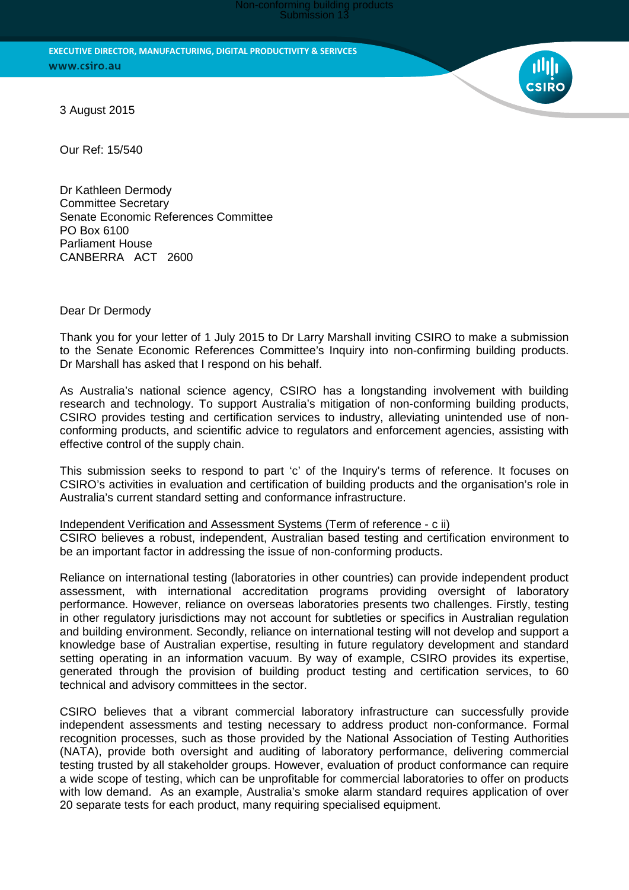EXECUTIVE DIRECTOR, MANUFACTURING, DIGITAL PRODUCTIVITY & SERIVCES
www.csiro.au

3 August 2015

Our Ref: 15/540

Dr Kathleen Dermody
Committee Secretary
Senate Economic References Committee
PO Box 6100
Parliament House
CANBERRA ACT 2600

Dear Dr Dermody

Thank you for your letter of 1 July 2015 to Dr Larry Marshall inviting CSIRO to make a submission to the Senate Economic References Committee's Inquiry into non-confirming building products. Dr Marshall has asked that I respond on his behalf.

As Australia's national science agency, CSIRO has a longstanding involvement with building research and technology. To support Australia's mitigation of non-conforming building products, CSIRO provides testing and certification services to industry, alleviating unintended use of non-conforming products, and scientific advice to regulators and enforcement agencies, assisting with effective control of the supply chain.

This submission seeks to respond to part 'c' of the Inquiry's terms of reference. It focuses on CSIRO's activities in evaluation and certification of building products and the organisation's role in Australia's current standard setting and conformance infrastructure.

<u>Independent Verification and Assessment Systems (Term of reference - c ii)</u>
CSIRO believes a robust, independent, Australian based testing and certification environment to be an important factor in addressing the issue of non-conforming products.

Reliance on international testing (laboratories in other countries) can provide independent product assessment, with international accreditation programs providing oversight of laboratory performance. However, reliance on overseas laboratories presents two challenges. Firstly, testing in other regulatory jurisdictions may not account for subtleties or specifics in Australian regulation and building environment. Secondly, reliance on international testing will not develop and support a knowledge base of Australian expertise, resulting in future regulatory development and standard setting operating in an information vacuum. By way of example, CSIRO provides its expertise, generated through the provision of building product testing and certification services, to 60 technical and advisory committees in the sector.

CSIRO believes that a vibrant commercial laboratory infrastructure can successfully provide independent assessments and testing necessary to address product non-conformance. Formal recognition processes, such as those provided by the National Association of Testing Authorities (NATA), provide both oversight and auditing of laboratory performance, delivering commercial testing trusted by all stakeholder groups. However, evaluation of product conformance can require a wide scope of testing, which can be unprofitable for commercial laboratories to offer on products with low demand. As an example, Australia's smoke alarm standard requires application of over 20 separate tests for each product, many requiring specialised equipment.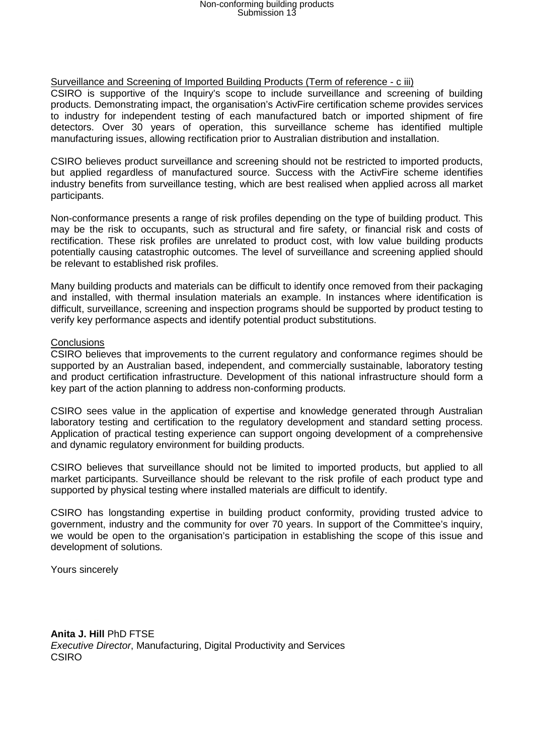Surveillance and Screening of Imported Building Products (Term of reference - c iii)

CSIRO is supportive of the Inquiry's scope to include surveillance and screening of building products. Demonstrating impact, the organisation's ActivFire certification scheme provides services to industry for independent testing of each manufactured batch or imported shipment of fire detectors. Over 30 years of operation, this surveillance scheme has identified multiple manufacturing issues, allowing rectification prior to Australian distribution and installation.

CSIRO believes product surveillance and screening should not be restricted to imported products, but applied regardless of manufactured source. Success with the ActivFire scheme identifies industry benefits from surveillance testing, which are best realised when applied across all market participants.

Non-conformance presents a range of risk profiles depending on the type of building product. This may be the risk to occupants, such as structural and fire safety, or financial risk and costs of rectification. These risk profiles are unrelated to product cost, with low value building products potentially causing catastrophic outcomes. The level of surveillance and screening applied should be relevant to established risk profiles.

Many building products and materials can be difficult to identify once removed from their packaging and installed, with thermal insulation materials an example. In instances where identification is difficult, surveillance, screening and inspection programs should be supported by product testing to verify key performance aspects and identify potential product substitutions.

Conclusions

CSIRO believes that improvements to the current regulatory and conformance regimes should be supported by an Australian based, independent, and commercially sustainable, laboratory testing and product certification infrastructure. Development of this national infrastructure should form a key part of the action planning to address non-conforming products.

CSIRO sees value in the application of expertise and knowledge generated through Australian laboratory testing and certification to the regulatory development and standard setting process. Application of practical testing experience can support ongoing development of a comprehensive and dynamic regulatory environment for building products.

CSIRO believes that surveillance should not be limited to imported products, but applied to all market participants. Surveillance should be relevant to the risk profile of each product type and supported by physical testing where installed materials are difficult to identify.

CSIRO has longstanding expertise in building product conformity, providing trusted advice to government, industry and the community for over 70 years. In support of the Committee's inquiry, we would be open to the organisation's participation in establishing the scope of this issue and development of solutions.

Yours sincerely

**Anita J. Hill** PhD FTSE
*Executive Director*, Manufacturing, Digital Productivity and Services
CSIRO